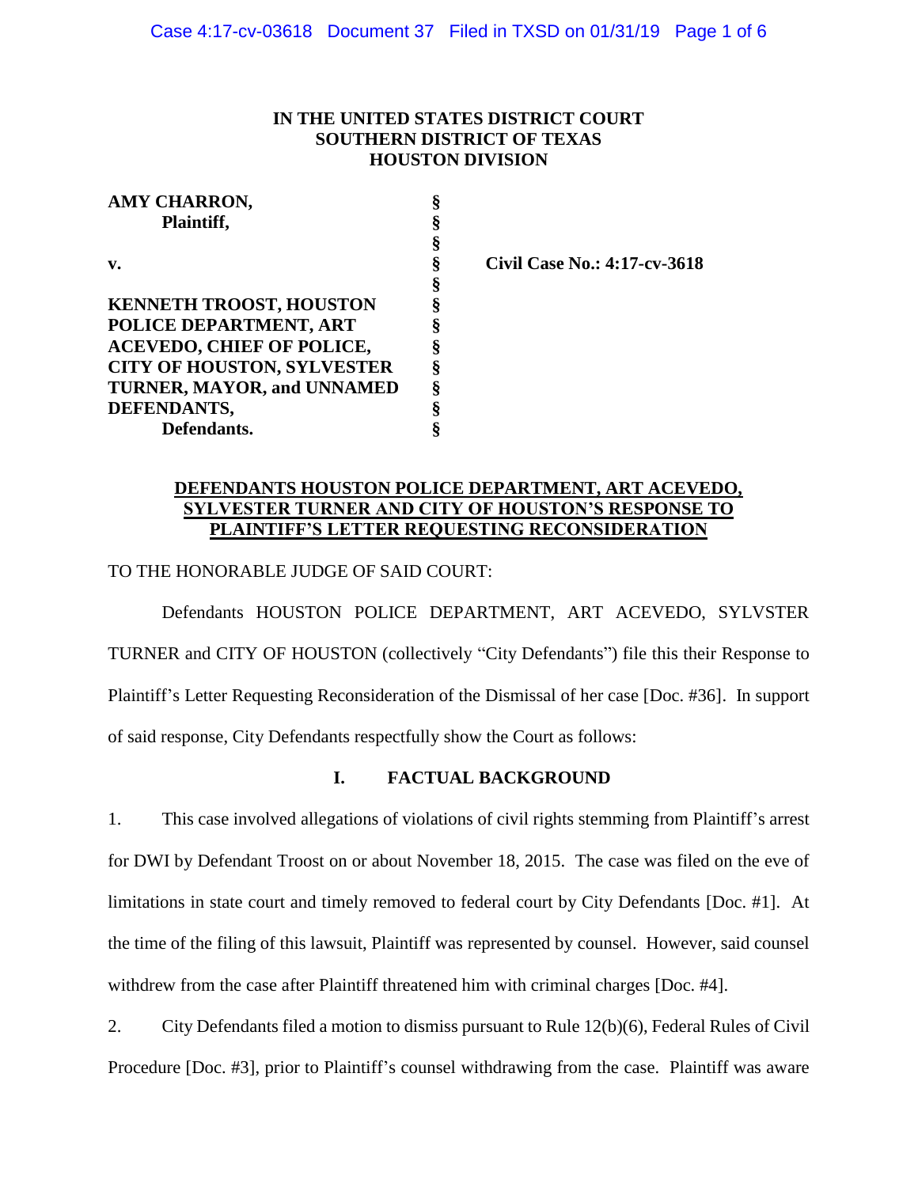**IN THE UNITED STATES DISTRICT COURT**
**SOUTHERN DISTRICT OF TEXAS**
**HOUSTON DIVISION**

| | | |
|---|---|---|
| **AMY CHARRON,** | § | |
| **Plaintiff,** | § | |
| | § | |
| **v.** | § | **Civil Case No.: 4:17-cv-3618** |
| | § | |
| **KENNETH TROOST, HOUSTON** | § | |
| **POLICE DEPARTMENT, ART** | § | |
| **ACEVEDO, CHIEF OF POLICE,** | § | |
| **CITY OF HOUSTON, SYLVESTER** | § | |
| **TURNER, MAYOR, and UNNAMED** | § | |
| **DEFENDANTS,** | § | |
| **Defendants.** | § | |

**DEFENDANTS HOUSTON POLICE DEPARTMENT, ART ACEVEDO, SYLVESTER TURNER AND CITY OF HOUSTON'S RESPONSE TO PLAINTIFF'S LETTER REQUESTING RECONSIDERATION**

TO THE HONORABLE JUDGE OF SAID COURT:

Defendants HOUSTON POLICE DEPARTMENT, ART ACEVEDO, SYLVSTER TURNER and CITY OF HOUSTON (collectively "City Defendants") file this their Response to Plaintiff's Letter Requesting Reconsideration of the Dismissal of her case [Doc. #36]. In support of said response, City Defendants respectfully show the Court as follows:

## I. FACTUAL BACKGROUND

1. This case involved allegations of violations of civil rights stemming from Plaintiff's arrest for DWI by Defendant Troost on or about November 18, 2015. The case was filed on the eve of limitations in state court and timely removed to federal court by City Defendants [Doc. #1]. At the time of the filing of this lawsuit, Plaintiff was represented by counsel. However, said counsel withdrew from the case after Plaintiff threatened him with criminal charges [Doc. #4].

2. City Defendants filed a motion to dismiss pursuant to Rule 12(b)(6), Federal Rules of Civil Procedure [Doc. #3], prior to Plaintiff's counsel withdrawing from the case. Plaintiff was aware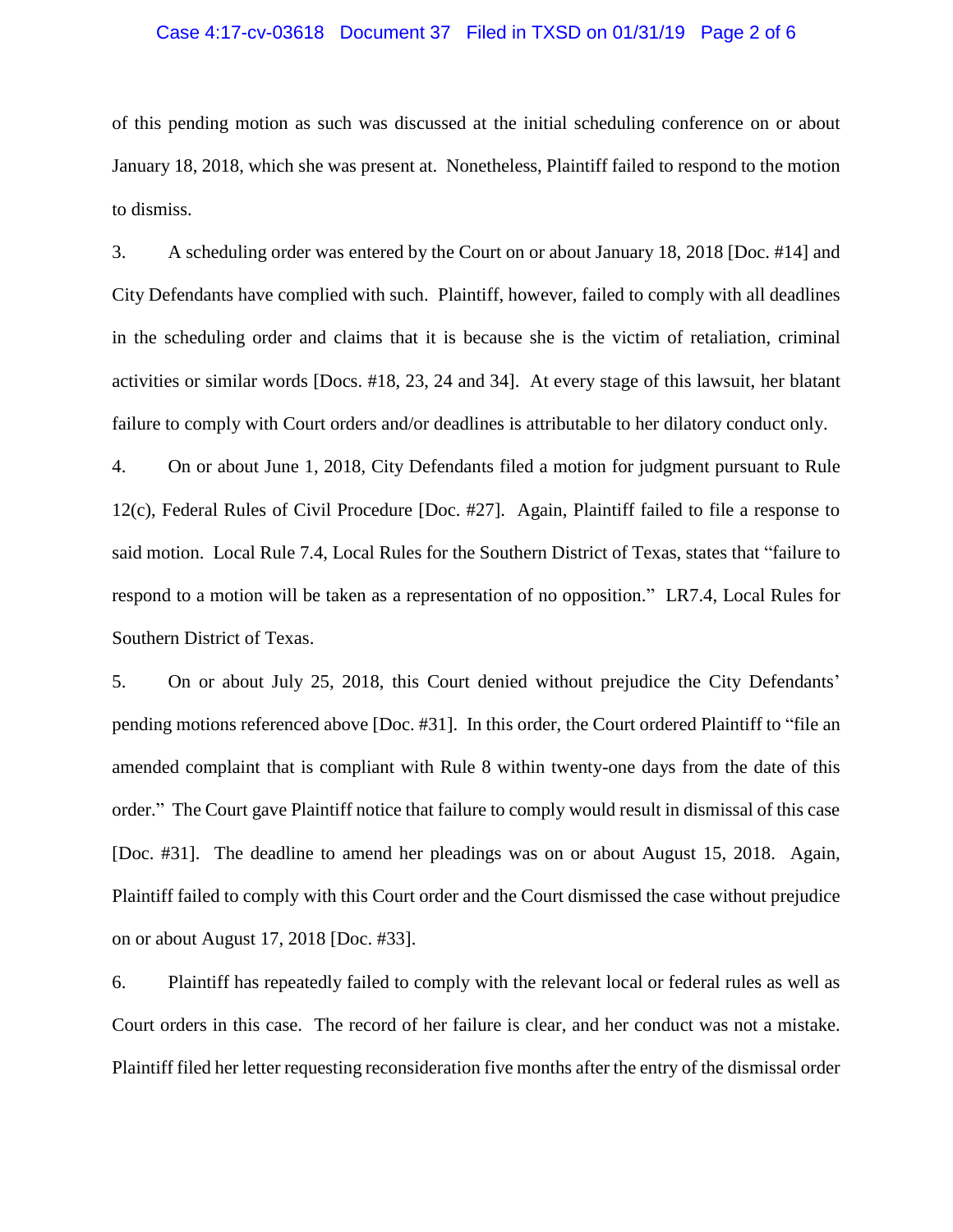of this pending motion as such was discussed at the initial scheduling conference on or about January 18, 2018, which she was present at. Nonetheless, Plaintiff failed to respond to the motion to dismiss.

3. A scheduling order was entered by the Court on or about January 18, 2018 [Doc. #14] and City Defendants have complied with such. Plaintiff, however, failed to comply with all deadlines in the scheduling order and claims that it is because she is the victim of retaliation, criminal activities or similar words [Docs. #18, 23, 24 and 34]. At every stage of this lawsuit, her blatant failure to comply with Court orders and/or deadlines is attributable to her dilatory conduct only.

4. On or about June 1, 2018, City Defendants filed a motion for judgment pursuant to Rule 12(c), Federal Rules of Civil Procedure [Doc. #27]. Again, Plaintiff failed to file a response to said motion. Local Rule 7.4, Local Rules for the Southern District of Texas, states that "failure to respond to a motion will be taken as a representation of no opposition." LR7.4, Local Rules for Southern District of Texas.

5. On or about July 25, 2018, this Court denied without prejudice the City Defendants' pending motions referenced above [Doc. #31]. In this order, the Court ordered Plaintiff to "file an amended complaint that is compliant with Rule 8 within twenty-one days from the date of this order." The Court gave Plaintiff notice that failure to comply would result in dismissal of this case [Doc. #31]. The deadline to amend her pleadings was on or about August 15, 2018. Again, Plaintiff failed to comply with this Court order and the Court dismissed the case without prejudice on or about August 17, 2018 [Doc. #33].

6. Plaintiff has repeatedly failed to comply with the relevant local or federal rules as well as Court orders in this case. The record of her failure is clear, and her conduct was not a mistake. Plaintiff filed her letter requesting reconsideration five months after the entry of the dismissal order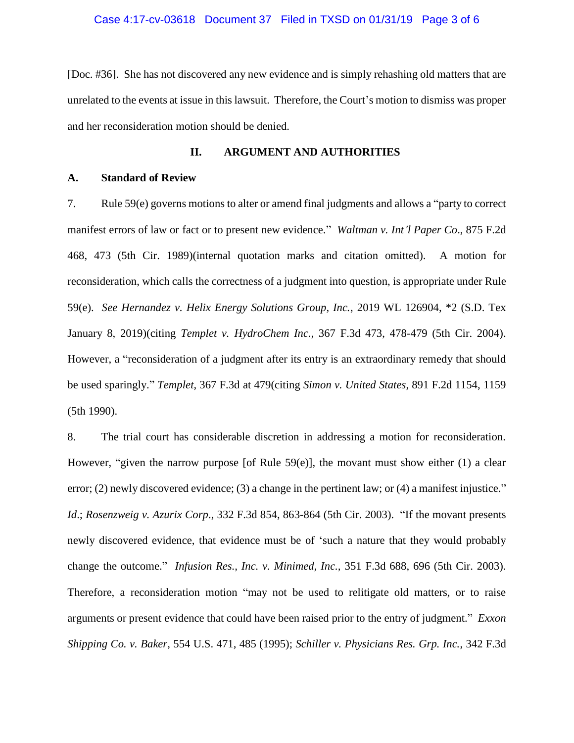[Doc. #36]. She has not discovered any new evidence and is simply rehashing old matters that are unrelated to the events at issue in this lawsuit. Therefore, the Court's motion to dismiss was proper and her reconsideration motion should be denied.

## II. ARGUMENT AND AUTHORITIES

### A. Standard of Review

7. Rule 59(e) governs motions to alter or amend final judgments and allows a "party to correct manifest errors of law or fact or to present new evidence." *Waltman v. Int'l Paper Co*., 875 F.2d 468, 473 (5th Cir. 1989)(internal quotation marks and citation omitted). A motion for reconsideration, which calls the correctness of a judgment into question, is appropriate under Rule 59(e). *See Hernandez v. Helix Energy Solutions Group, Inc.*, 2019 WL 126904, \*2 (S.D. Tex January 8, 2019)(citing *Templet v. HydroChem Inc.*, 367 F.3d 473, 478-479 (5th Cir. 2004). However, a "reconsideration of a judgment after its entry is an extraordinary remedy that should be used sparingly." *Templet*, 367 F.3d at 479(citing *Simon v. United States*, 891 F.2d 1154, 1159 (5th 1990).

8. The trial court has considerable discretion in addressing a motion for reconsideration. However, "given the narrow purpose [of Rule 59(e)], the movant must show either (1) a clear error; (2) newly discovered evidence; (3) a change in the pertinent law; or (4) a manifest injustice." *Id*.; *Rosenzweig v. Azurix Corp*., 332 F.3d 854, 863-864 (5th Cir. 2003). "If the movant presents newly discovered evidence, that evidence must be of 'such a nature that they would probably change the outcome." *Infusion Res., Inc. v. Minimed, Inc.*, 351 F.3d 688, 696 (5th Cir. 2003). Therefore, a reconsideration motion "may not be used to relitigate old matters, or to raise arguments or present evidence that could have been raised prior to the entry of judgment." *Exxon Shipping Co. v. Baker*, 554 U.S. 471, 485 (1995); *Schiller v. Physicians Res. Grp. Inc.*, 342 F.3d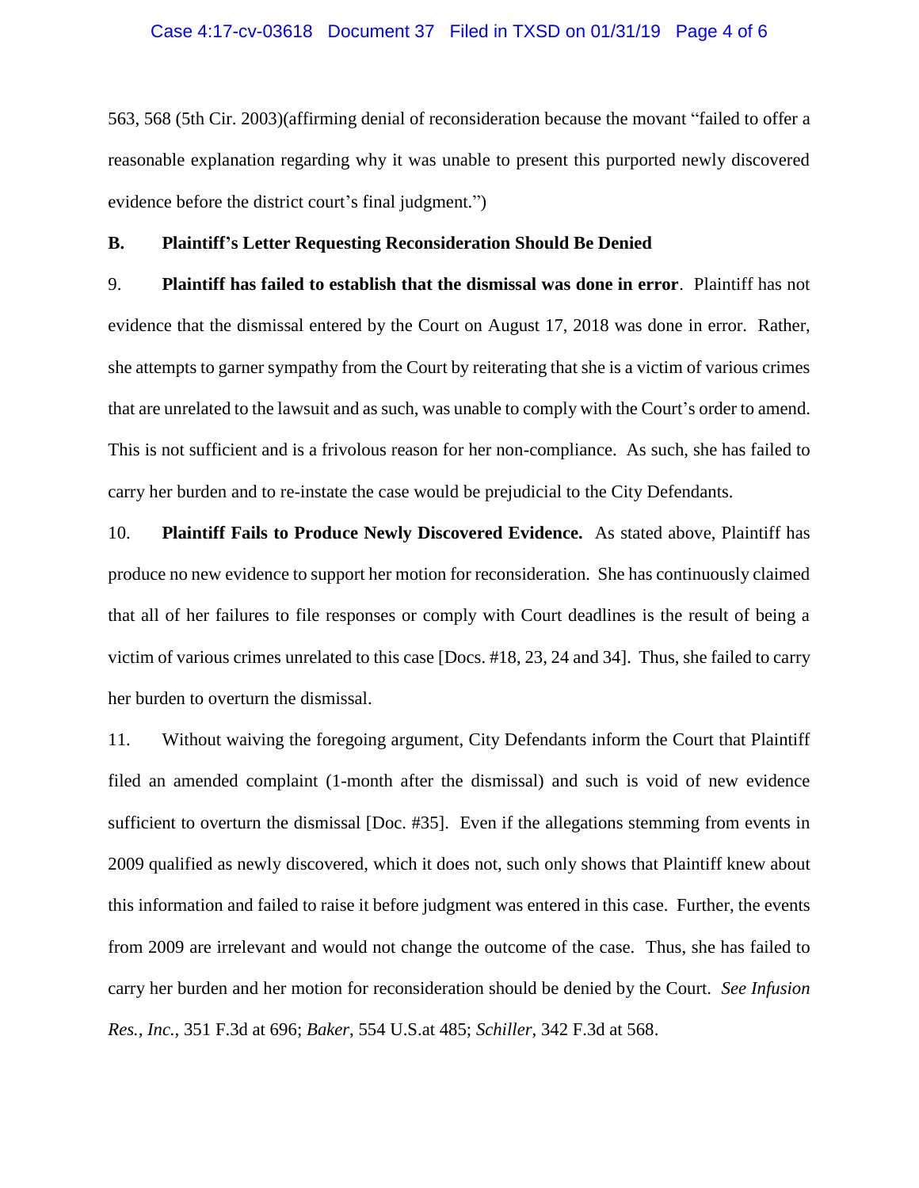563, 568 (5th Cir. 2003)(affirming denial of reconsideration because the movant "failed to offer a reasonable explanation regarding why it was unable to present this purported newly discovered evidence before the district court's final judgment.")

**B. Plaintiff's Letter Requesting Reconsideration Should Be Denied**

9. **Plaintiff has failed to establish that the dismissal was done in error**. Plaintiff has not evidence that the dismissal entered by the Court on August 17, 2018 was done in error. Rather, she attempts to garner sympathy from the Court by reiterating that she is a victim of various crimes that are unrelated to the lawsuit and as such, was unable to comply with the Court's order to amend. This is not sufficient and is a frivolous reason for her non-compliance. As such, she has failed to carry her burden and to re-instate the case would be prejudicial to the City Defendants.

10. **Plaintiff Fails to Produce Newly Discovered Evidence.** As stated above, Plaintiff has produce no new evidence to support her motion for reconsideration. She has continuously claimed that all of her failures to file responses or comply with Court deadlines is the result of being a victim of various crimes unrelated to this case [Docs. #18, 23, 24 and 34]. Thus, she failed to carry her burden to overturn the dismissal.

11. Without waiving the foregoing argument, City Defendants inform the Court that Plaintiff filed an amended complaint (1-month after the dismissal) and such is void of new evidence sufficient to overturn the dismissal [Doc. #35]. Even if the allegations stemming from events in 2009 qualified as newly discovered, which it does not, such only shows that Plaintiff knew about this information and failed to raise it before judgment was entered in this case. Further, the events from 2009 are irrelevant and would not change the outcome of the case. Thus, she has failed to carry her burden and her motion for reconsideration should be denied by the Court. *See Infusion Res., Inc.*, 351 F.3d at 696; *Baker*, 554 U.S.at 485; *Schiller*, 342 F.3d at 568.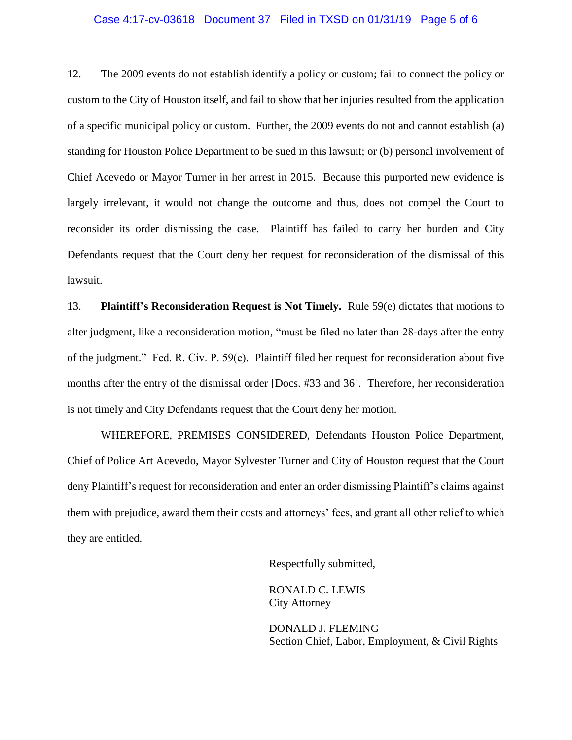12. The 2009 events do not establish identify a policy or custom; fail to connect the policy or custom to the City of Houston itself, and fail to show that her injuries resulted from the application of a specific municipal policy or custom. Further, the 2009 events do not and cannot establish (a) standing for Houston Police Department to be sued in this lawsuit; or (b) personal involvement of Chief Acevedo or Mayor Turner in her arrest in 2015. Because this purported new evidence is largely irrelevant, it would not change the outcome and thus, does not compel the Court to reconsider its order dismissing the case. Plaintiff has failed to carry her burden and City Defendants request that the Court deny her request for reconsideration of the dismissal of this lawsuit.

13. **Plaintiff's Reconsideration Request is Not Timely.** Rule 59(e) dictates that motions to alter judgment, like a reconsideration motion, "must be filed no later than 28-days after the entry of the judgment." Fed. R. Civ. P. 59(e). Plaintiff filed her request for reconsideration about five months after the entry of the dismissal order [Docs. #33 and 36]. Therefore, her reconsideration is not timely and City Defendants request that the Court deny her motion.

WHEREFORE, PREMISES CONSIDERED, Defendants Houston Police Department, Chief of Police Art Acevedo, Mayor Sylvester Turner and City of Houston request that the Court deny Plaintiff's request for reconsideration and enter an order dismissing Plaintiff's claims against them with prejudice, award them their costs and attorneys' fees, and grant all other relief to which they are entitled.

Respectfully submitted,

RONALD C. LEWIS
City Attorney

DONALD J. FLEMING
Section Chief, Labor, Employment, & Civil Rights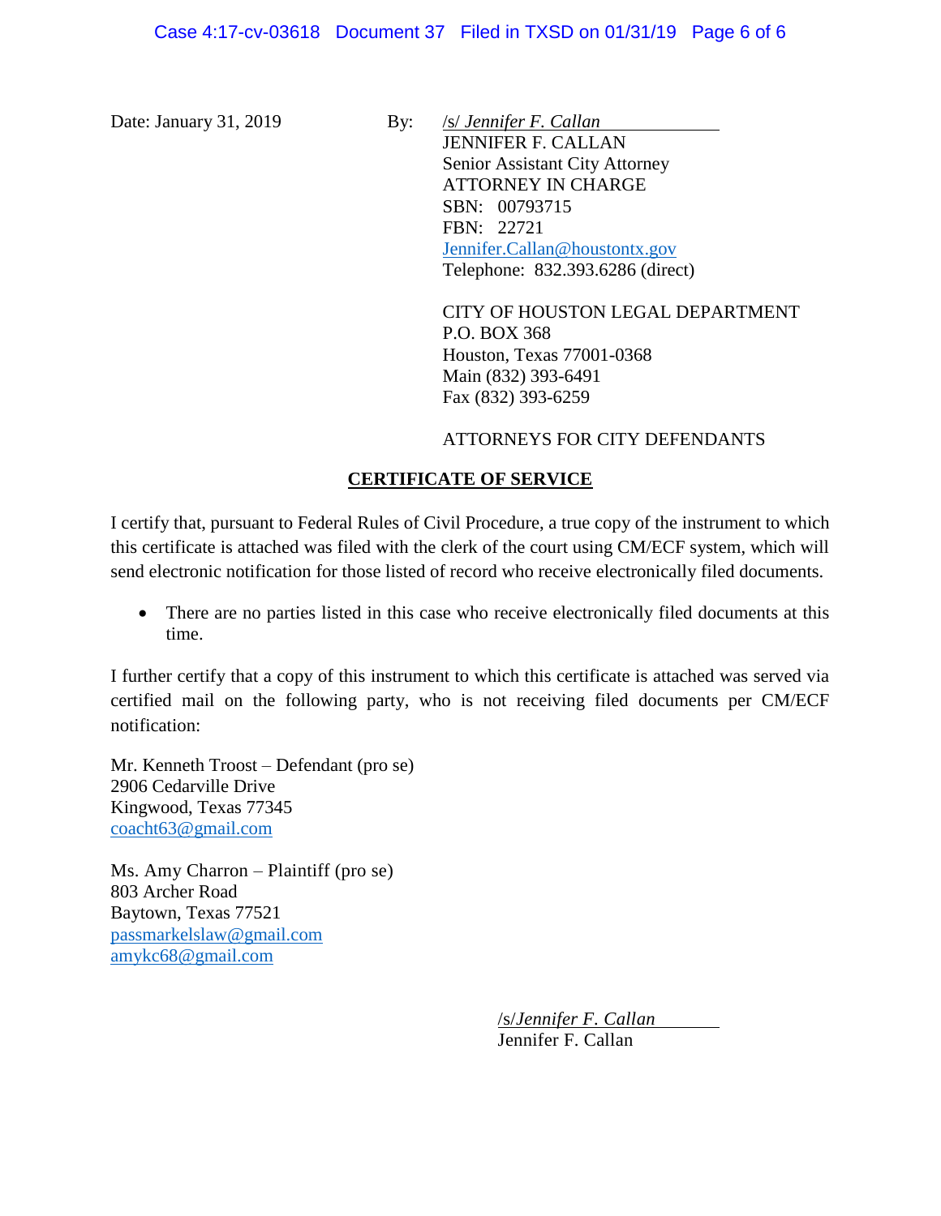Date: January 31, 2019

By: /s/ *Jennifer F. Callan*
JENNIFER F. CALLAN
Senior Assistant City Attorney
ATTORNEY IN CHARGE
SBN: 00793715
FBN: 22721
Jennifer.Callan@houstontx.gov
Telephone: 832.393.6286 (direct)

CITY OF HOUSTON LEGAL DEPARTMENT
P.O. BOX 368
Houston, Texas 77001-0368
Main (832) 393-6491
Fax (832) 393-6259

ATTORNEYS FOR CITY DEFENDANTS

## CERTIFICATE OF SERVICE

I certify that, pursuant to Federal Rules of Civil Procedure, a true copy of the instrument to which this certificate is attached was filed with the clerk of the court using CM/ECF system, which will send electronic notification for those listed of record who receive electronically filed documents.

- There are no parties listed in this case who receive electronically filed documents at this time.

I further certify that a copy of this instrument to which this certificate is attached was served via certified mail on the following party, who is not receiving filed documents per CM/ECF notification:

Mr. Kenneth Troost – Defendant (pro se)
2906 Cedarville Drive
Kingwood, Texas 77345
coacht63@gmail.com

Ms. Amy Charron – Plaintiff (pro se)
803 Archer Road
Baytown, Texas 77521
passmarkelslaw@gmail.com
amykc68@gmail.com

/s/*Jennifer F. Callan*
Jennifer F. Callan